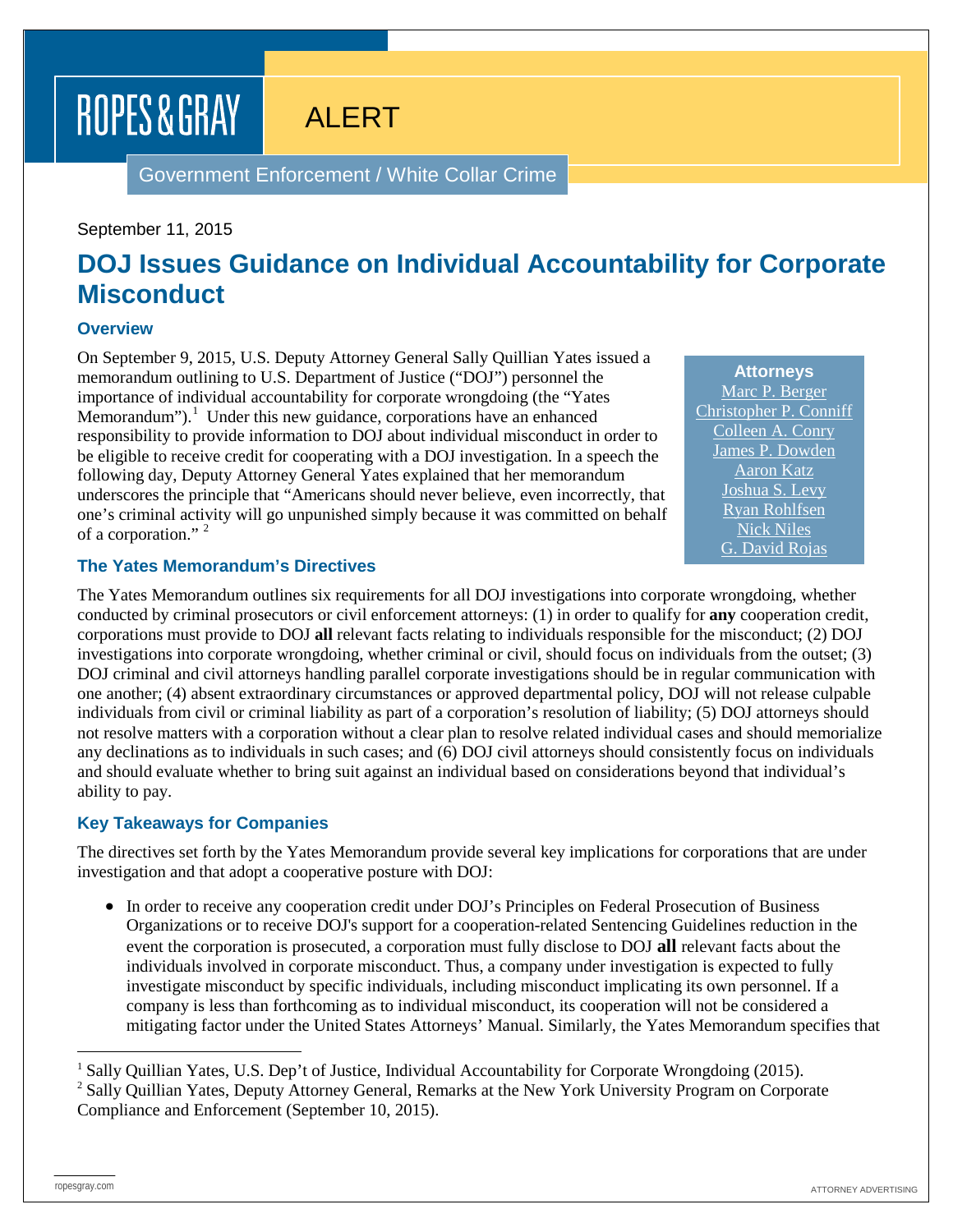ROPES & GRAY

ALERT

Government Enforcement / White Collar Crime

September 11, 2015

# DOJ Issues Guidance on Individual Accountability for Corporate Misconduct

## Overview

On September 9, 2015, U.S. Deputy Attorney General Sally Quillian Yates issued a memorandum outlining to U.S. Department of Justice ("DOJ") personnel the importance of individual accountability for corporate wrongdoing (the "Yates Memorandum").[1] Under this new guidance, corporations have an enhanced responsibility to provide information to DOJ about individual misconduct in order to be eligible to receive credit for cooperating with a DOJ investigation. In a speech the following day, Deputy Attorney General Yates explained that her memorandum underscores the principle that "Americans should never believe, even incorrectly, that one's criminal activity will go unpunished simply because it was committed on behalf of a corporation." [2]

**Attorneys**
Marc P. Berger
Christopher P. Conniff
Colleen A. Conry
James P. Dowden
Aaron Katz
Joshua S. Levy
Ryan Rohlfsen
Nick Niles
G. David Rojas

## The Yates Memorandum's Directives

The Yates Memorandum outlines six requirements for all DOJ investigations into corporate wrongdoing, whether conducted by criminal prosecutors or civil enforcement attorneys: (1) in order to qualify for **any** cooperation credit, corporations must provide to DOJ **all** relevant facts relating to individuals responsible for the misconduct; (2) DOJ investigations into corporate wrongdoing, whether criminal or civil, should focus on individuals from the outset; (3) DOJ criminal and civil attorneys handling parallel corporate investigations should be in regular communication with one another; (4) absent extraordinary circumstances or approved departmental policy, DOJ will not release culpable individuals from civil or criminal liability as part of a corporation's resolution of liability; (5) DOJ attorneys should not resolve matters with a corporation without a clear plan to resolve related individual cases and should memorialize any declinations as to individuals in such cases; and (6) DOJ civil attorneys should consistently focus on individuals and should evaluate whether to bring suit against an individual based on considerations beyond that individual's ability to pay.

## Key Takeaways for Companies

The directives set forth by the Yates Memorandum provide several key implications for corporations that are under investigation and that adopt a cooperative posture with DOJ:

- In order to receive any cooperation credit under DOJ's Principles on Federal Prosecution of Business Organizations or to receive DOJ's support for a cooperation-related Sentencing Guidelines reduction in the event the corporation is prosecuted, a corporation must fully disclose to DOJ **all** relevant facts about the individuals involved in corporate misconduct. Thus, a company under investigation is expected to fully investigate misconduct by specific individuals, including misconduct implicating its own personnel. If a company is less than forthcoming as to individual misconduct, its cooperation will not be considered a mitigating factor under the United States Attorneys' Manual. Similarly, the Yates Memorandum specifies that

[1] Sally Quillian Yates, U.S. Dep't of Justice, Individual Accountability for Corporate Wrongdoing (2015).
[2] Sally Quillian Yates, Deputy Attorney General, Remarks at the New York University Program on Corporate Compliance and Enforcement (September 10, 2015).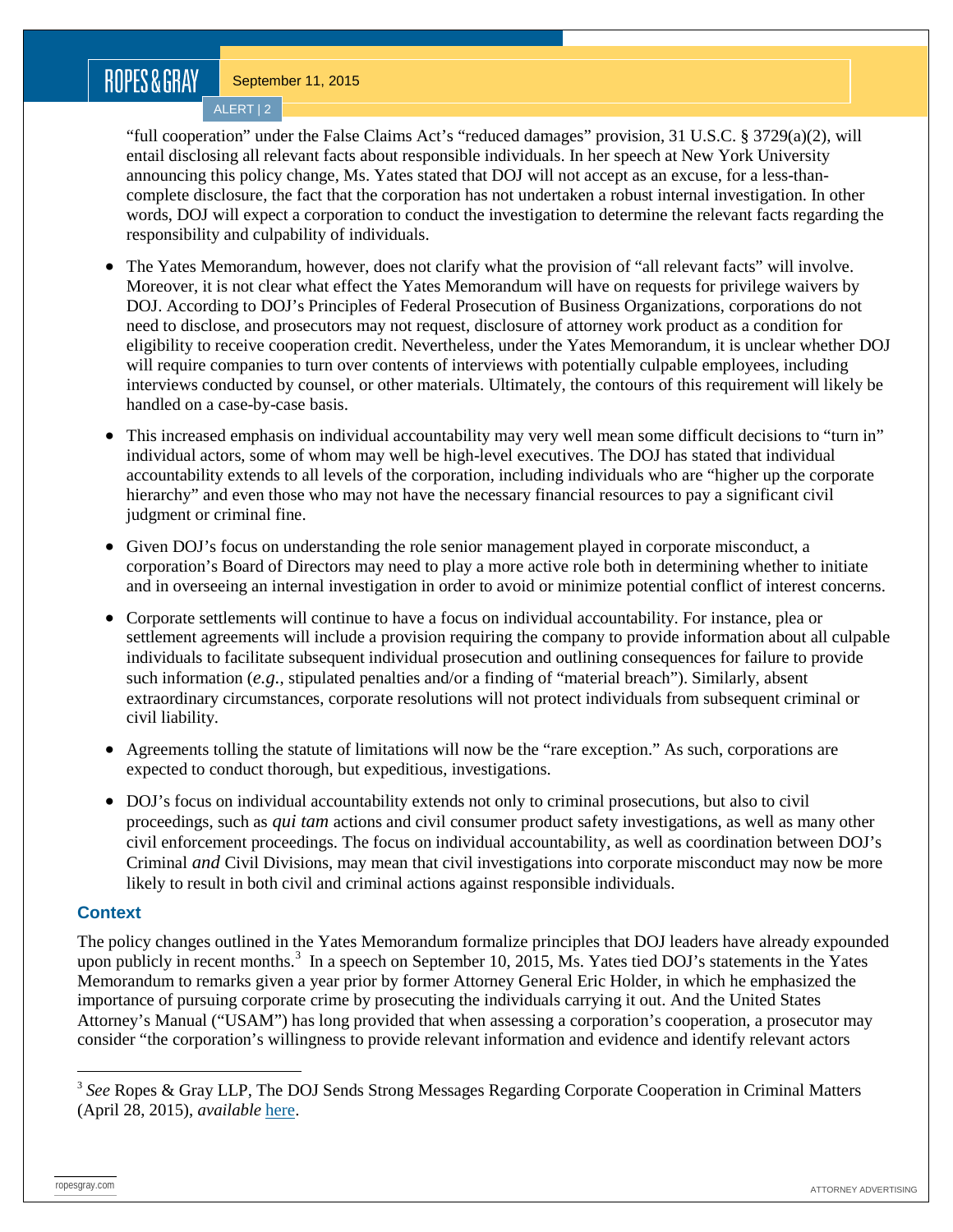"full cooperation" under the False Claims Act's "reduced damages" provision, 31 U.S.C. § 3729(a)(2), will entail disclosing all relevant facts about responsible individuals. In her speech at New York University announcing this policy change, Ms. Yates stated that DOJ will not accept as an excuse, for a less-than-complete disclosure, the fact that the corporation has not undertaken a robust internal investigation. In other words, DOJ will expect a corporation to conduct the investigation to determine the relevant facts regarding the responsibility and culpability of individuals.

- The Yates Memorandum, however, does not clarify what the provision of "all relevant facts" will involve. Moreover, it is not clear what effect the Yates Memorandum will have on requests for privilege waivers by DOJ. According to DOJ's Principles of Federal Prosecution of Business Organizations, corporations do not need to disclose, and prosecutors may not request, disclosure of attorney work product as a condition for eligibility to receive cooperation credit. Nevertheless, under the Yates Memorandum, it is unclear whether DOJ will require companies to turn over contents of interviews with potentially culpable employees, including interviews conducted by counsel, or other materials. Ultimately, the contours of this requirement will likely be handled on a case-by-case basis.
- This increased emphasis on individual accountability may very well mean some difficult decisions to "turn in" individual actors, some of whom may well be high-level executives. The DOJ has stated that individual accountability extends to all levels of the corporation, including individuals who are "higher up the corporate hierarchy" and even those who may not have the necessary financial resources to pay a significant civil judgment or criminal fine.
- Given DOJ's focus on understanding the role senior management played in corporate misconduct, a corporation's Board of Directors may need to play a more active role both in determining whether to initiate and in overseeing an internal investigation in order to avoid or minimize potential conflict of interest concerns.
- Corporate settlements will continue to have a focus on individual accountability. For instance, plea or settlement agreements will include a provision requiring the company to provide information about all culpable individuals to facilitate subsequent individual prosecution and outlining consequences for failure to provide such information (*e.g.*, stipulated penalties and/or a finding of "material breach"). Similarly, absent extraordinary circumstances, corporate resolutions will not protect individuals from subsequent criminal or civil liability.
- Agreements tolling the statute of limitations will now be the "rare exception." As such, corporations are expected to conduct thorough, but expeditious, investigations.
- DOJ's focus on individual accountability extends not only to criminal prosecutions, but also to civil proceedings, such as *qui tam* actions and civil consumer product safety investigations, as well as many other civil enforcement proceedings. The focus on individual accountability, as well as coordination between DOJ's Criminal *and* Civil Divisions, may mean that civil investigations into corporate misconduct may now be more likely to result in both civil and criminal actions against responsible individuals.

## Context

The policy changes outlined in the Yates Memorandum formalize principles that DOJ leaders have already expounded upon publicly in recent months.[3] In a speech on September 10, 2015, Ms. Yates tied DOJ's statements in the Yates Memorandum to remarks given a year prior by former Attorney General Eric Holder, in which he emphasized the importance of pursuing corporate crime by prosecuting the individuals carrying it out. And the United States Attorney's Manual ("USAM") has long provided that when assessing a corporation's cooperation, a prosecutor may consider "the corporation's willingness to provide relevant information and evidence and identify relevant actors

[3] *See* Ropes & Gray LLP, The DOJ Sends Strong Messages Regarding Corporate Cooperation in Criminal Matters (April 28, 2015), *available* here.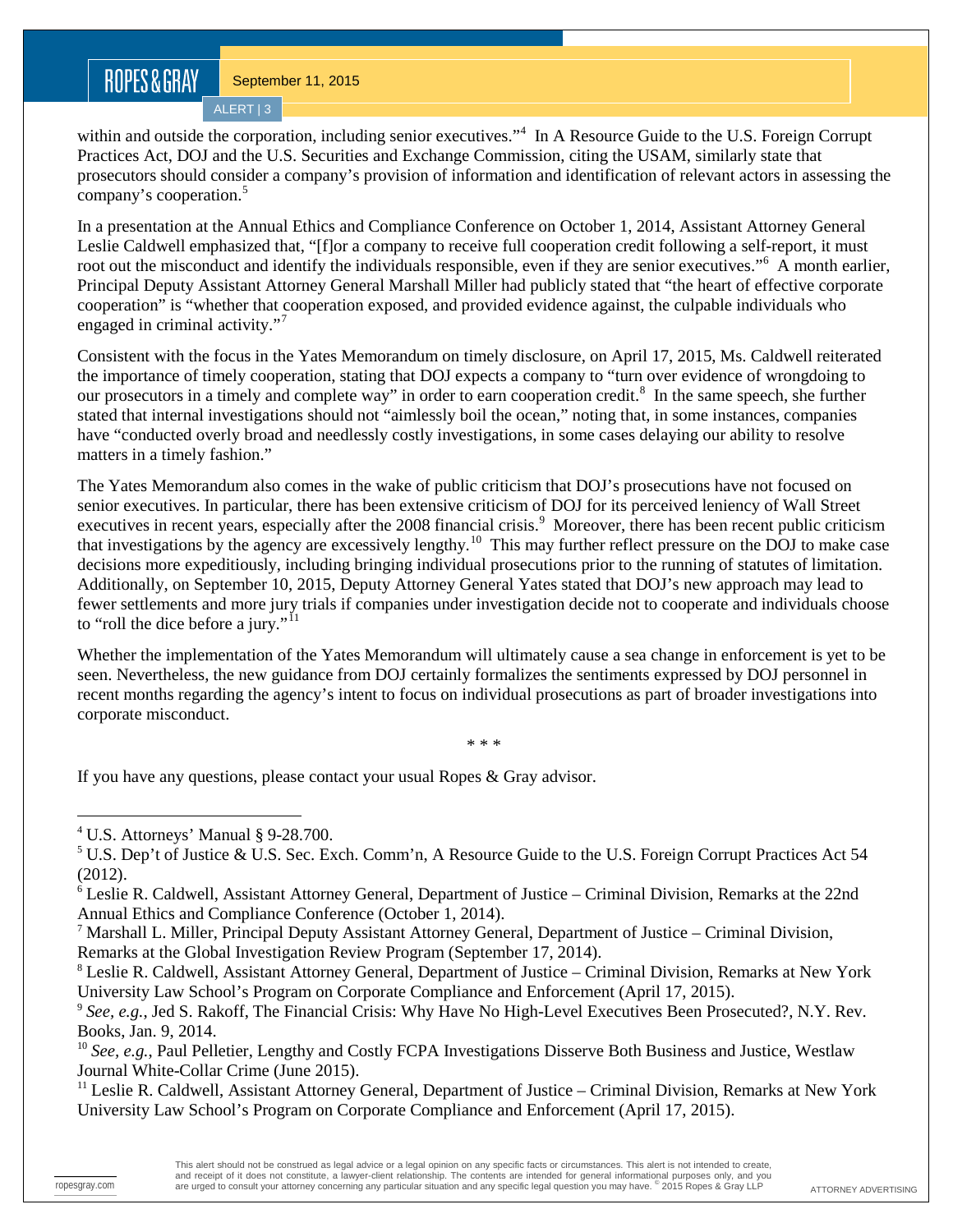within and outside the corporation, including senior executives."[4] In A Resource Guide to the U.S. Foreign Corrupt Practices Act, DOJ and the U.S. Securities and Exchange Commission, citing the USAM, similarly state that prosecutors should consider a company's provision of information and identification of relevant actors in assessing the company's cooperation.[5]

In a presentation at the Annual Ethics and Compliance Conference on October 1, 2014, Assistant Attorney General Leslie Caldwell emphasized that, "[f]or a company to receive full cooperation credit following a self-report, it must root out the misconduct and identify the individuals responsible, even if they are senior executives."[6] A month earlier, Principal Deputy Assistant Attorney General Marshall Miller had publicly stated that "the heart of effective corporate cooperation" is "whether that cooperation exposed, and provided evidence against, the culpable individuals who engaged in criminal activity."[7]

Consistent with the focus in the Yates Memorandum on timely disclosure, on April 17, 2015, Ms. Caldwell reiterated the importance of timely cooperation, stating that DOJ expects a company to "turn over evidence of wrongdoing to our prosecutors in a timely and complete way" in order to earn cooperation credit.[8] In the same speech, she further stated that internal investigations should not "aimlessly boil the ocean," noting that, in some instances, companies have "conducted overly broad and needlessly costly investigations, in some cases delaying our ability to resolve matters in a timely fashion."

The Yates Memorandum also comes in the wake of public criticism that DOJ's prosecutions have not focused on senior executives. In particular, there has been extensive criticism of DOJ for its perceived leniency of Wall Street executives in recent years, especially after the 2008 financial crisis.[9] Moreover, there has been recent public criticism that investigations by the agency are excessively lengthy.[10] This may further reflect pressure on the DOJ to make case decisions more expeditiously, including bringing individual prosecutions prior to the running of statutes of limitation. Additionally, on September 10, 2015, Deputy Attorney General Yates stated that DOJ's new approach may lead to fewer settlements and more jury trials if companies under investigation decide not to cooperate and individuals choose to "roll the dice before a jury."[11]

Whether the implementation of the Yates Memorandum will ultimately cause a sea change in enforcement is yet to be seen. Nevertheless, the new guidance from DOJ certainly formalizes the sentiments expressed by DOJ personnel in recent months regarding the agency's intent to focus on individual prosecutions as part of broader investigations into corporate misconduct.

\* \* \*

If you have any questions, please contact your usual Ropes & Gray advisor.

---

[4] U.S. Attorneys' Manual § 9-28.700.

[5] U.S. Dep't of Justice & U.S. Sec. Exch. Comm'n, A Resource Guide to the U.S. Foreign Corrupt Practices Act 54 (2012).

[6] Leslie R. Caldwell, Assistant Attorney General, Department of Justice – Criminal Division, Remarks at the 22nd Annual Ethics and Compliance Conference (October 1, 2014).

[7] Marshall L. Miller, Principal Deputy Assistant Attorney General, Department of Justice – Criminal Division, Remarks at the Global Investigation Review Program (September 17, 2014).

[8] Leslie R. Caldwell, Assistant Attorney General, Department of Justice – Criminal Division, Remarks at New York University Law School's Program on Corporate Compliance and Enforcement (April 17, 2015).

[9] *See, e.g.*, Jed S. Rakoff, The Financial Crisis: Why Have No High-Level Executives Been Prosecuted?, N.Y. Rev. Books, Jan. 9, 2014.

[10] *See, e.g.*, Paul Pelletier, Lengthy and Costly FCPA Investigations Disserve Both Business and Justice, Westlaw Journal White-Collar Crime (June 2015).

[11] Leslie R. Caldwell, Assistant Attorney General, Department of Justice – Criminal Division, Remarks at New York University Law School's Program on Corporate Compliance and Enforcement (April 17, 2015).

This alert should not be construed as legal advice or a legal opinion on any specific facts or circumstances. This alert is not intended to create, and receipt of it does not constitute, a lawyer-client relationship. The contents are intended for general informational purposes only, and you are urged to consult your attorney concerning any particular situation and any specific legal question you may have. © 2015 Ropes & Gray LLP

ATTORNEY ADVERTISING